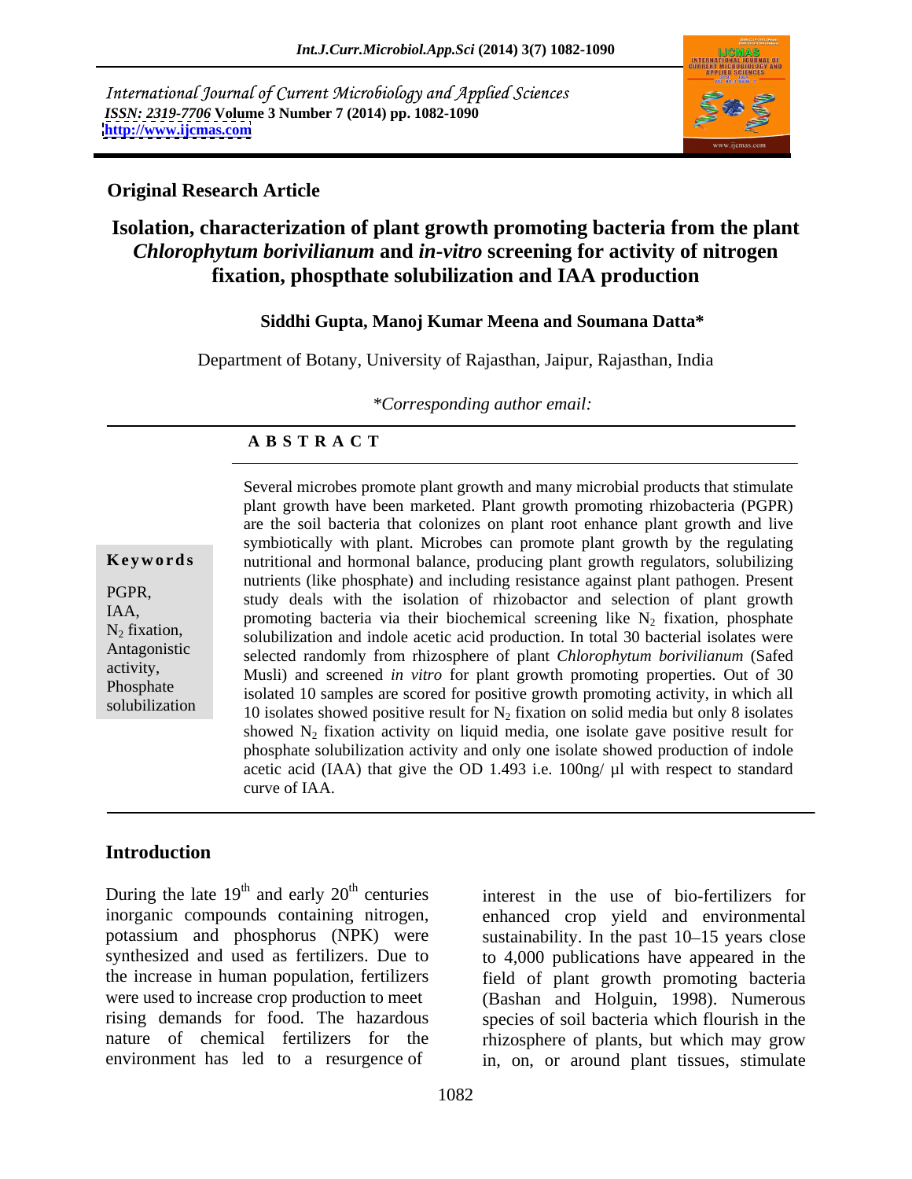International Journal of Current Microbiology and Applied Sciences
*ISSN: 2319-7706* **Volume 3 Number 7 (2014) pp. 1082-1090**
**http://www.ijcmas.com**

**Original Research Article**

# Isolation, characterization of plant growth promoting bacteria from the plant *Chlorophytum borivilianum* and *in-vitro* screening for activity of nitrogen fixation, phospthate solubilization and IAA production

**Siddhi Gupta, Manoj Kumar Meena and Soumana Datta***

Department of Botany, University of Rajasthan, Jaipur, Rajasthan, India

*\*Corresponding author email:*

## A B S T R A C T

**Keywords**

PGPR, IAA, $N_2$ fixation, Antagonistic activity, Phosphate solubilization

Several microbes promote plant growth and many microbial products that stimulate plant growth have been marketed. Plant growth promoting rhizobacteria (PGPR) are the soil bacteria that colonizes on plant root enhance plant growth and live symbiotically with plant. Microbes can promote plant growth by the regulating nutritional and hormonal balance, producing plant growth regulators, solubilizing nutrients (like phosphate) and including resistance against plant pathogen. Present study deals with the isolation of rhizobactor and selection of plant growth promoting bacteria via their biochemical screening like $N_2$ fixation, phosphate solubilization and indole acetic acid production. In total 30 bacterial isolates were selected randomly from rhizosphere of plant *Chlorophytum borivilianum* (Safed Musli) and screened *in vitro* for plant growth promoting properties. Out of 30 isolated 10 samples are scored for positive growth promoting activity, in which all 10 isolates showed positive result for $N_2$ fixation on solid media but only 8 isolates showed $N_2$ fixation activity on liquid media, one isolate gave positive result for phosphate solubilization activity and only one isolate showed production of indole acetic acid (IAA) that give the OD 1.493 i.e. 100ng/ µl with respect to standard curve of IAA.

## Introduction

During the late 19th and early 20th centuries inorganic compounds containing nitrogen, potassium and phosphorus (NPK) were synthesized and used as fertilizers. Due to the increase in human population, fertilizers were used to increase crop production to meet rising demands for food. The hazardous nature of chemical fertilizers for the environment has led to a resurgence of interest in the use of bio-fertilizers for enhanced crop yield and environmental sustainability. In the past 10–15 years close to 4,000 publications have appeared in the field of plant growth promoting bacteria (Bashan and Holguin, 1998). Numerous species of soil bacteria which flourish in the rhizosphere of plants, but which may grow in, on, or around plant tissues, stimulate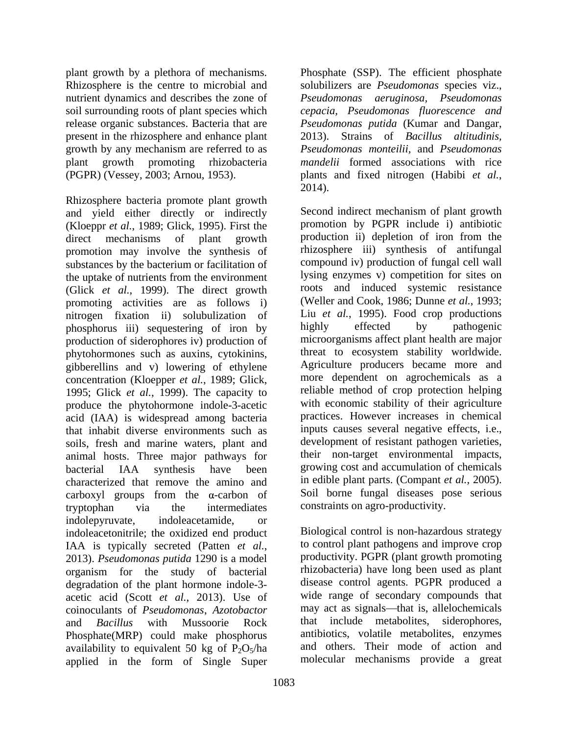plant growth by a plethora of mechanisms. Rhizosphere is the centre to microbial and nutrient dynamics and describes the zone of soil surrounding roots of plant species which release organic substances. Bacteria that are present in the rhizosphere and enhance plant growth by any mechanism are referred to as plant growth promoting rhizobacteria (PGPR) (Vessey, 2003; Arnou, 1953).

Rhizosphere bacteria promote plant growth and yield either directly or indirectly (Kloeppr *et al.*, 1989; Glick, 1995). First the direct mechanisms of plant growth promotion may involve the synthesis of substances by the bacterium or facilitation of the uptake of nutrients from the environment (Glick *et al.*, 1999). The direct growth promoting activities are as follows i) nitrogen fixation ii) solubulization of phosphorus iii) sequestering of iron by production of siderophores iv) production of phytohormones such as auxins, cytokinins, gibberellins and v) lowering of ethylene concentration (Kloepper *et al.*, 1989; Glick, 1995; Glick *et al.*, 1999). The capacity to produce the phytohormone indole-3-acetic acid (IAA) is widespread among bacteria that inhabit diverse environments such as soils, fresh and marine waters, plant and animal hosts. Three major pathways for bacterial IAA synthesis have been characterized that remove the amino and carboxyl groups from the α-carbon of tryptophan via the intermediates indolepyruvate, indoleacetamide, or indoleacetonitrile; the oxidized end product IAA is typically secreted (Patten *et al.*, 2013). *Pseudomonas putida* 1290 is a model organism for the study of bacterial degradation of the plant hormone indole-3-acetic acid (Scott *et al.*, 2013). Use of coinoculants of *Pseudomonas*, *Azotobactor* and *Bacillus* with Mussoorie Rock Phosphate(MRP) could make phosphorus availability to equivalent 50 kg of $P_2O_5$/ha applied in the form of Single Super Phosphate (SSP). The efficient phosphate solubilizers are *Pseudomonas* species viz., *Pseudomonas aeruginosa*, *Pseudomonas cepacia*, *Pseudomonas fluorescence and Pseudomonas putida* (Kumar and Dangar, 2013). Strains of *Bacillus altitudinis*, *Pseudomonas monteilii*, and *Pseudomonas mandelii* formed associations with rice plants and fixed nitrogen (Habibi *et al.*, 2014).

Second indirect mechanism of plant growth promotion by PGPR include i) antibiotic production ii) depletion of iron from the rhizosphere iii) synthesis of antifungal compound iv) production of fungal cell wall lysing enzymes v) competition for sites on roots and induced systemic resistance (Weller and Cook, 1986; Dunne *et al.*, 1993; Liu *et al.*, 1995). Food crop productions highly effected by pathogenic microorganisms affect plant health are major threat to ecosystem stability worldwide. Agriculture producers became more and more dependent on agrochemicals as a reliable method of crop protection helping with economic stability of their agriculture practices. However increases in chemical inputs causes several negative effects, i.e., development of resistant pathogen varieties, their non-target environmental impacts, growing cost and accumulation of chemicals in edible plant parts. (Compant *et al.*, 2005). Soil borne fungal diseases pose serious constraints on agro-productivity.

Biological control is non-hazardous strategy to control plant pathogens and improve crop productivity. PGPR (plant growth promoting rhizobacteria) have long been used as plant disease control agents. PGPR produced a wide range of secondary compounds that may act as signals—that is, allelochemicals that include metabolites, siderophores, antibiotics, volatile metabolites, enzymes and others. Their mode of action and molecular mechanisms provide a great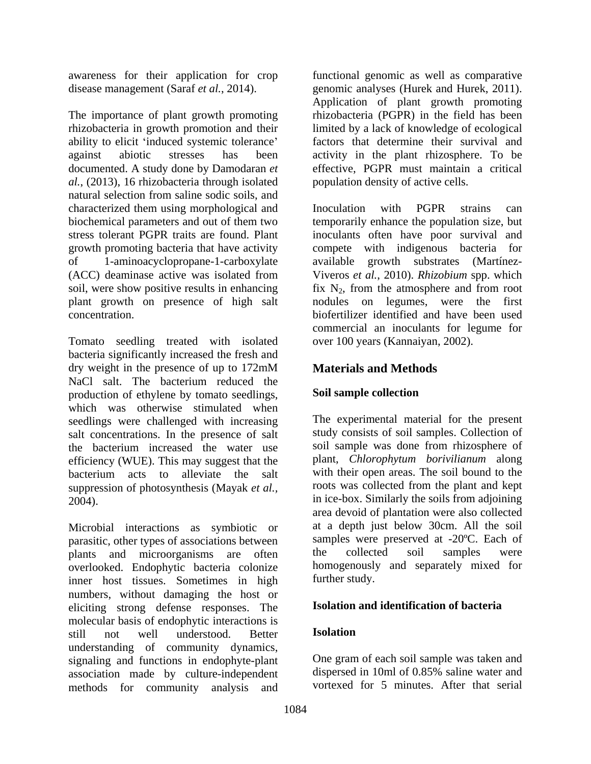awareness for their application for crop disease management (Saraf *et al.,* 2014).

The importance of plant growth promoting rhizobacteria in growth promotion and their ability to elicit 'induced systemic tolerance' against abiotic stresses has been documented. A study done by Damodaran *et al.,* (2013), 16 rhizobacteria through isolated natural selection from saline sodic soils, and characterized them using morphological and biochemical parameters and out of them two stress tolerant PGPR traits are found. Plant growth promoting bacteria that have activity of 1-aminoacyclopropane-1-carboxylate (ACC) deaminase active was isolated from soil, were show positive results in enhancing plant growth on presence of high salt concentration.

Tomato seedling treated with isolated bacteria significantly increased the fresh and dry weight in the presence of up to 172mM NaCl salt. The bacterium reduced the production of ethylene by tomato seedlings, which was otherwise stimulated when seedlings were challenged with increasing salt concentrations. In the presence of salt the bacterium increased the water use efficiency (WUE). This may suggest that the bacterium acts to alleviate the salt suppression of photosynthesis (Mayak *et al.,* 2004).

Microbial interactions as symbiotic or parasitic, other types of associations between plants and microorganisms are often overlooked. Endophytic bacteria colonize inner host tissues. Sometimes in high numbers, without damaging the host or eliciting strong defense responses. The molecular basis of endophytic interactions is still not well understood. Better understanding of community dynamics, signaling and functions in endophyte-plant association made by culture-independent methods for community analysis and functional genomic as well as comparative genomic analyses (Hurek and Hurek, 2011). Application of plant growth promoting rhizobacteria (PGPR) in the field has been limited by a lack of knowledge of ecological factors that determine their survival and activity in the plant rhizosphere. To be effective, PGPR must maintain a critical population density of active cells.

Inoculation with PGPR strains can temporarily enhance the population size, but inoculants often have poor survival and compete with indigenous bacteria for available growth substrates (Martínez-Viveros *et al.,* 2010). *Rhizobium* spp. which fix $N_2$, from the atmosphere and from root nodules on legumes, were the first biofertilizer identified and have been used commercial an inoculants for legume for over 100 years (Kannaiyan, 2002).

## Materials and Methods

### Soil sample collection

The experimental material for the present study consists of soil samples. Collection of soil sample was done from rhizosphere of plant, *Chlorophytum borivilianum* along with their open areas. The soil bound to the roots was collected from the plant and kept in ice-box. Similarly the soils from adjoining area devoid of plantation were also collected at a depth just below 30cm. All the soil samples were preserved at -20ºC. Each of the collected soil samples were homogenously and separately mixed for further study.

### Isolation and identification of bacteria

### Isolation

One gram of each soil sample was taken and dispersed in 10ml of 0.85% saline water and vortexed for 5 minutes. After that serial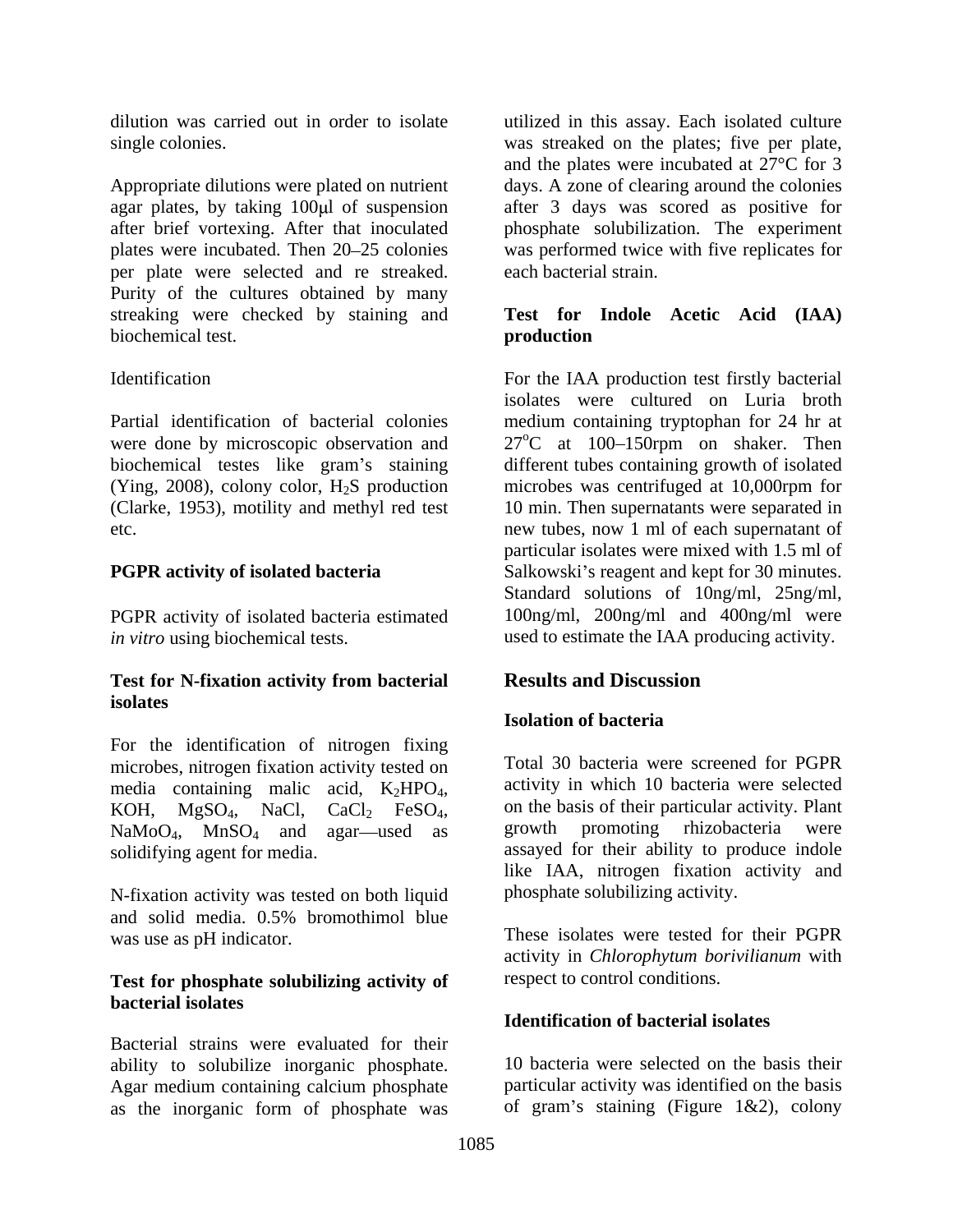dilution was carried out in order to isolate single colonies.

Appropriate dilutions were plated on nutrient agar plates, by taking 100μl of suspension after brief vortexing. After that inoculated plates were incubated. Then 20–25 colonies per plate were selected and re streaked. Purity of the cultures obtained by many streaking were checked by staining and biochemical test.

Identification

Partial identification of bacterial colonies were done by microscopic observation and biochemical testes like gram's staining (Ying, 2008), colony color, $H_2S$ production (Clarke, 1953), motility and methyl red test etc.

**PGPR activity of isolated bacteria**

PGPR activity of isolated bacteria estimated *in vitro* using biochemical tests.

**Test for N-fixation activity from bacterial isolates**

For the identification of nitrogen fixing microbes, nitrogen fixation activity tested on media containing malic acid, $K_2HPO_4$, KOH, $MgSO_4$, NaCl, $CaCl_2$ $FeSO_4$, $NaMoO_4$, $MnSO_4$ and agar—used as solidifying agent for media.

N-fixation activity was tested on both liquid and solid media. 0.5% bromothimol blue was use as pH indicator.

**Test for phosphate solubilizing activity of bacterial isolates**

Bacterial strains were evaluated for their ability to solubilize inorganic phosphate. Agar medium containing calcium phosphate as the inorganic form of phosphate was utilized in this assay. Each isolated culture was streaked on the plates; five per plate, and the plates were incubated at 27°C for 3 days. A zone of clearing around the colonies after 3 days was scored as positive for phosphate solubilization. The experiment was performed twice with five replicates for each bacterial strain.

**Test for Indole Acetic Acid (IAA) production**

For the IAA production test firstly bacterial isolates were cultured on Luria broth medium containing tryptophan for 24 hr at $27^oC$ at 100–150rpm on shaker. Then different tubes containing growth of isolated microbes was centrifuged at 10,000rpm for 10 min. Then supernatants were separated in new tubes, now 1 ml of each supernatant of particular isolates were mixed with 1.5 ml of Salkowski's reagent and kept for 30 minutes. Standard solutions of 10ng/ml, 25ng/ml, 100ng/ml, 200ng/ml and 400ng/ml were used to estimate the IAA producing activity.

## Results and Discussion

**Isolation of bacteria**

Total 30 bacteria were screened for PGPR activity in which 10 bacteria were selected on the basis of their particular activity. Plant growth promoting rhizobacteria were assayed for their ability to produce indole like IAA, nitrogen fixation activity and phosphate solubilizing activity.

These isolates were tested for their PGPR activity in *Chlorophytum borivilianum* with respect to control conditions.

**Identification of bacterial isolates**

10 bacteria were selected on the basis their particular activity was identified on the basis of gram's staining (Figure 1&2), colony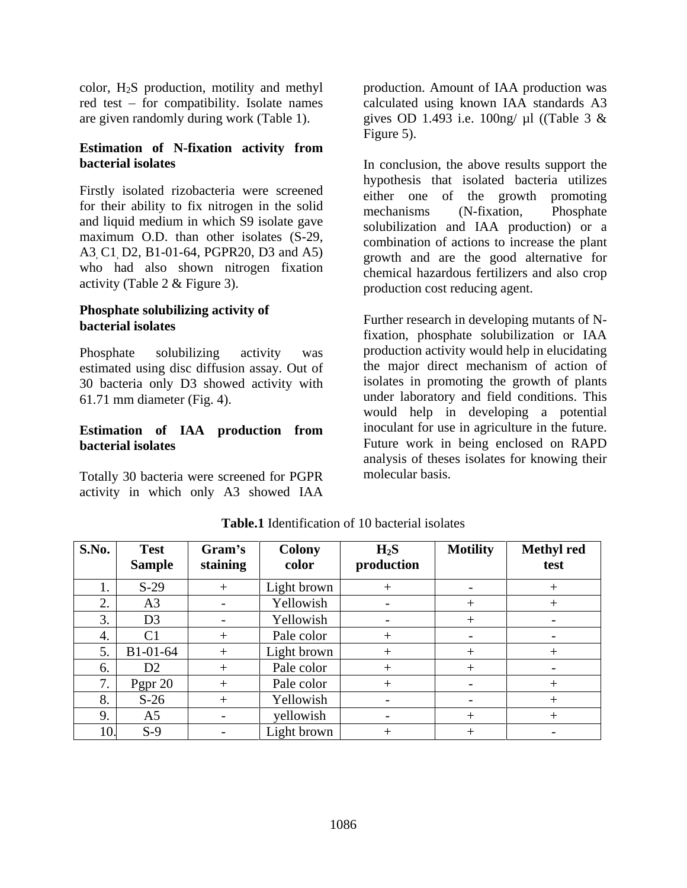color, $H_2S$ production, motility and methyl red test – for compatibility. Isolate names are given randomly during work (Table 1).

**Estimation of N-fixation activity from bacterial isolates**

Firstly isolated rizobacteria were screened for their ability to fix nitrogen in the solid and liquid medium in which S9 isolate gave maximum O.D. than other isolates (S-29, A3, C1, D2, B1-01-64, PGPR20, D3 and A5) who had also shown nitrogen fixation activity (Table 2 & Figure 3).

**Phosphate solubilizing activity of bacterial isolates**

Phosphate solubilizing activity was estimated using disc diffusion assay. Out of 30 bacteria only D3 showed activity with 61.71 mm diameter (Fig. 4).

**Estimation of IAA production from bacterial isolates**

Totally 30 bacteria were screened for PGPR activity in which only A3 showed IAA production. Amount of IAA production was calculated using known IAA standards A3 gives OD 1.493 i.e. 100ng/ µl ((Table 3 & Figure 5).

In conclusion, the above results support the hypothesis that isolated bacteria utilizes either one of the growth promoting mechanisms (N-fixation, Phosphate solubilization and IAA production) or a combination of actions to increase the plant growth and are the good alternative for chemical hazardous fertilizers and also crop production cost reducing agent.

Further research in developing mutants of N-fixation, phosphate solubilization or IAA production activity would help in elucidating the major direct mechanism of action of isolates in promoting the growth of plants under laboratory and field conditions. This would help in developing a potential inoculant for use in agriculture in the future. Future work in being enclosed on RAPD analysis of theses isolates for knowing their molecular basis.

**Table.1** Identification of 10 bacterial isolates

| S.No. | Test Sample | Gram's staining | Colony color | $H_2S$ production | Motility | Methyl red test |
|---|---|---|---|---|---|---|
| 1. | S-29 | + | Light brown | + | - | + |
| 2. | A3 | - | Yellowish | - | + | + |
| 3. | D3 | - | Yellowish | - | + | - |
| 4. | C1 | + | Pale color | + | - | - |
| 5. | B1-01-64 | + | Light brown | + | + | + |
| 6. | D2 | + | Pale color | + | + | - |
| 7. | Pgpr 20 | + | Pale color | + | - | + |
| 8. | S-26 | + | Yellowish | - | - | + |
| 9. | A5 | - | yellowish | - | + | + |
| 10. | S-9 | - | Light brown | + | + | - |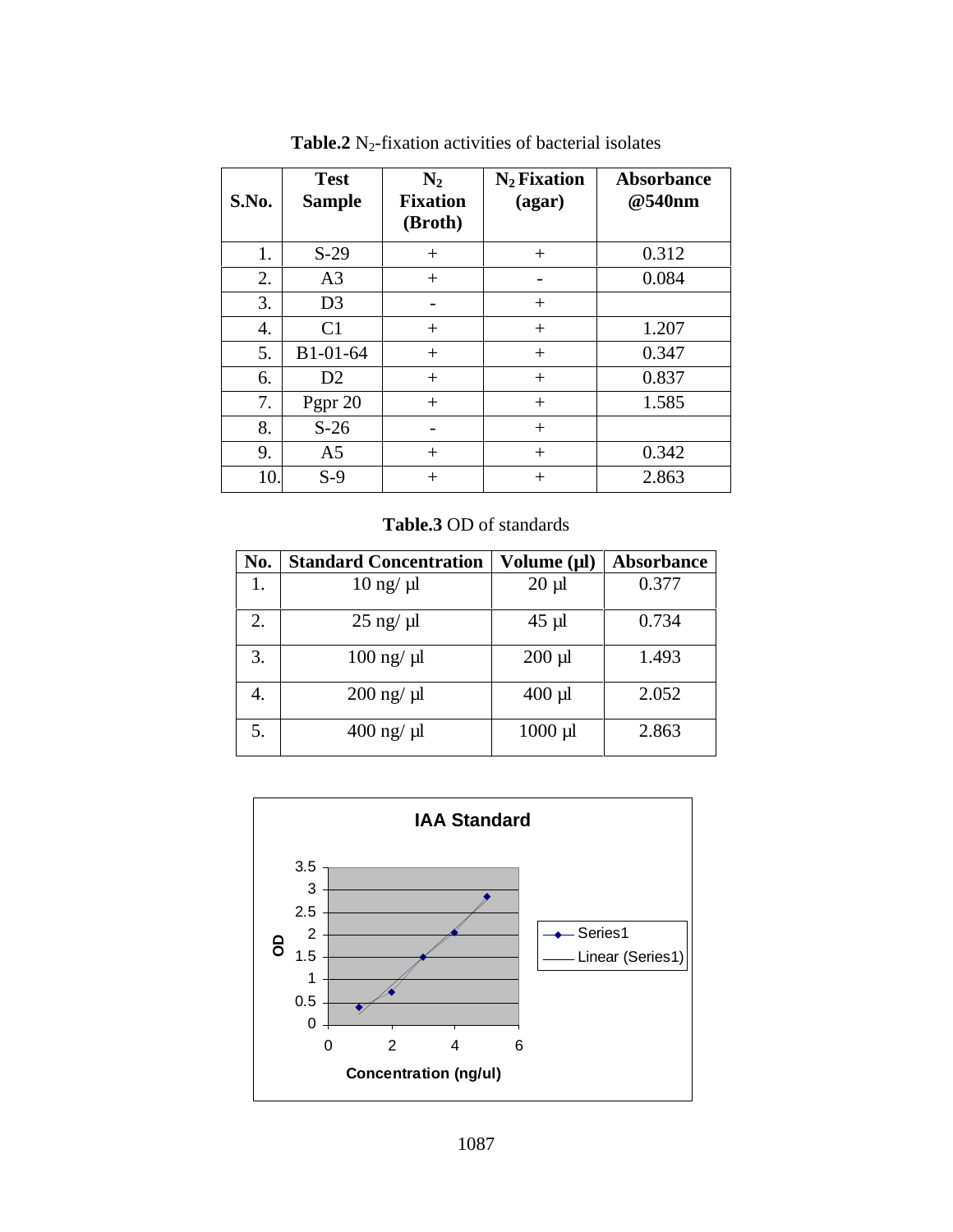**Table.2** $N_2$-fixation activities of bacterial isolates

| S.No. | Test Sample | $N_2$ Fixation (Broth) | $N_2$ Fixation (agar) | Absorbance @540nm |
|---|---|---|---|---|
| 1. | S-29 | + | + | 0.312 |
| 2. | A3 | + | - | 0.084 |
| 3. | D3 | - | + | |
| 4. | C1 | + | + | 1.207 |
| 5. | B1-01-64 | + | + | 0.347 |
| 6. | D2 | + | + | 0.837 |
| 7. | Pgpr 20 | + | + | 1.585 |
| 8. | S-26 | - | + | |
| 9. | A5 | + | + | 0.342 |
| 10. | S-9 | + | + | 2.863 |

**Table.3** OD of standards

| No. | Standard Concentration | Volume (µl) | Absorbance |
|---|---|---|---|
| 1. | 10 ng/ µl | 20 µl | 0.377 |
| 2. | 25 ng/ µl | 45 µl | 0.734 |
| 3. | 100 ng/ µl | 200 µl | 1.493 |
| 4. | 200 ng/ µl | 400 µl | 2.052 |
| 5. | 400 ng/ µl | 1000 µl | 2.863 |

**IAA Standard**

| Concentration (ng/ul) | OD (Series1) |
|---|---|
| 1 | 0.377 |
| 2 | 0.734 |
| 3 | 1.493 |
| 4 | 2.052 |
| 5 | 2.863 |

Legend: Series1; Linear (Series1)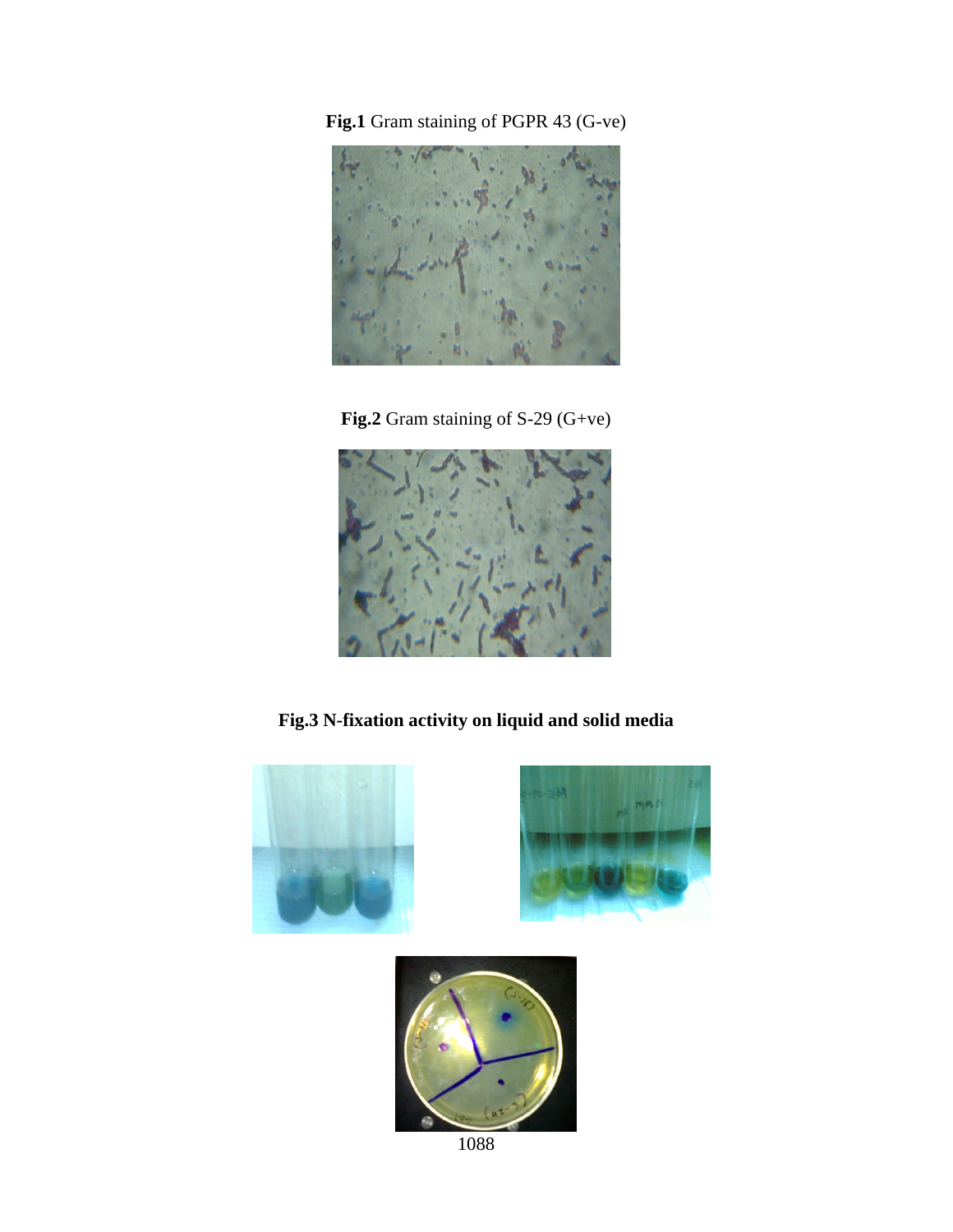**Fig.1** Gram staining of PGPR 43 (G-ve)

**Fig.2** Gram staining of S-29 (G+ve)

**Fig.3 N-fixation activity on liquid and solid media**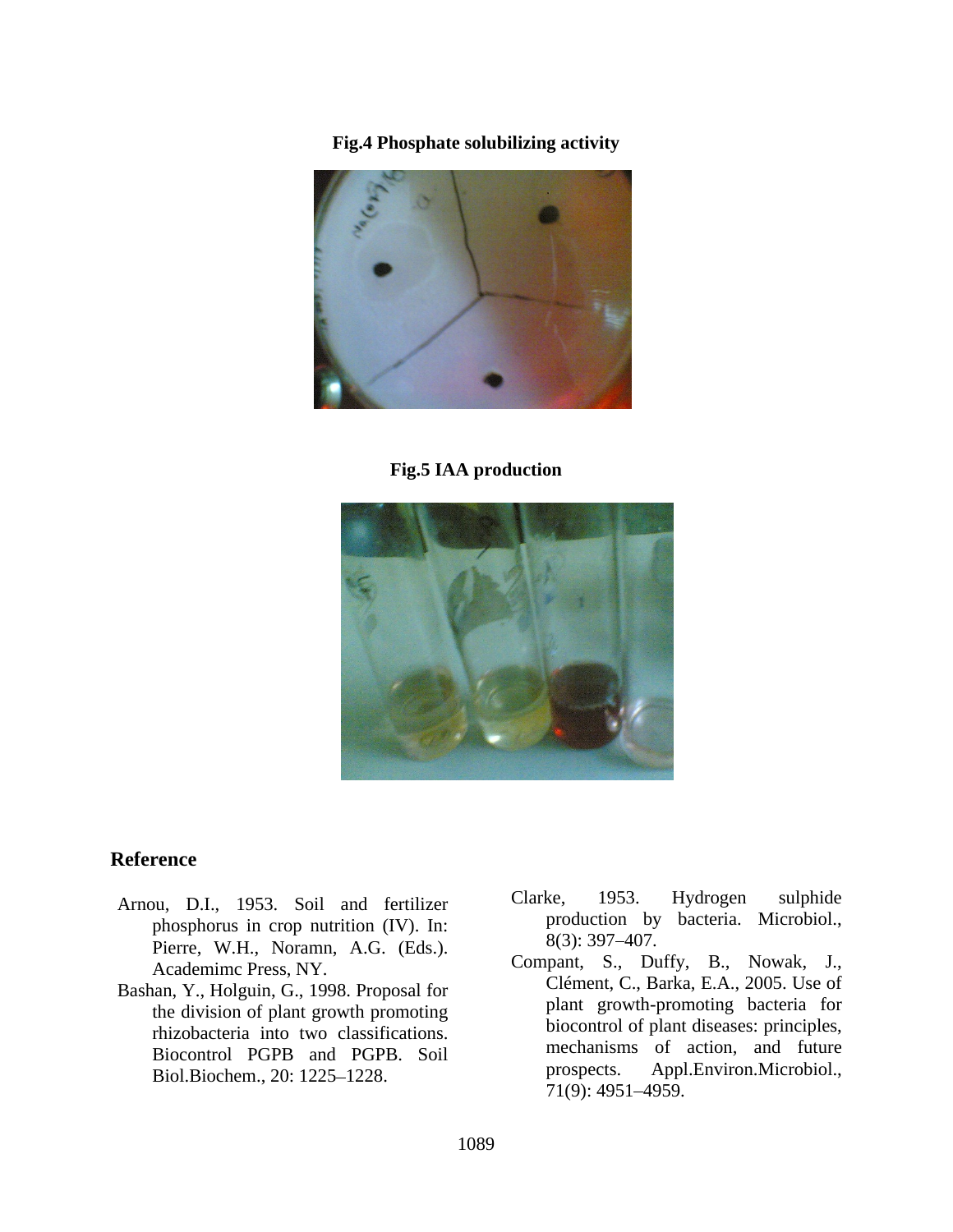**Fig.4 Phosphate solubilizing activity**

**Fig.5 IAA production**

## Reference

Arnou, D.I., 1953. Soil and fertilizer phosphorus in crop nutrition (IV). In: Pierre, W.H., Noramn, A.G. (Eds.). Academimc Press, NY.

Bashan, Y., Holguin, G., 1998. Proposal for the division of plant growth promoting rhizobacteria into two classifications. Biocontrol PGPB and PGPB. Soil Biol.Biochem., 20: 1225–1228.

Clarke, 1953. Hydrogen sulphide production by bacteria. Microbiol., 8(3): 397–407.

Compant, S., Duffy, B., Nowak, J., Clément, C., Barka, E.A., 2005. Use of plant growth-promoting bacteria for biocontrol of plant diseases: principles, mechanisms of action, and future prospects. Appl.Environ.Microbiol., 71(9): 4951–4959.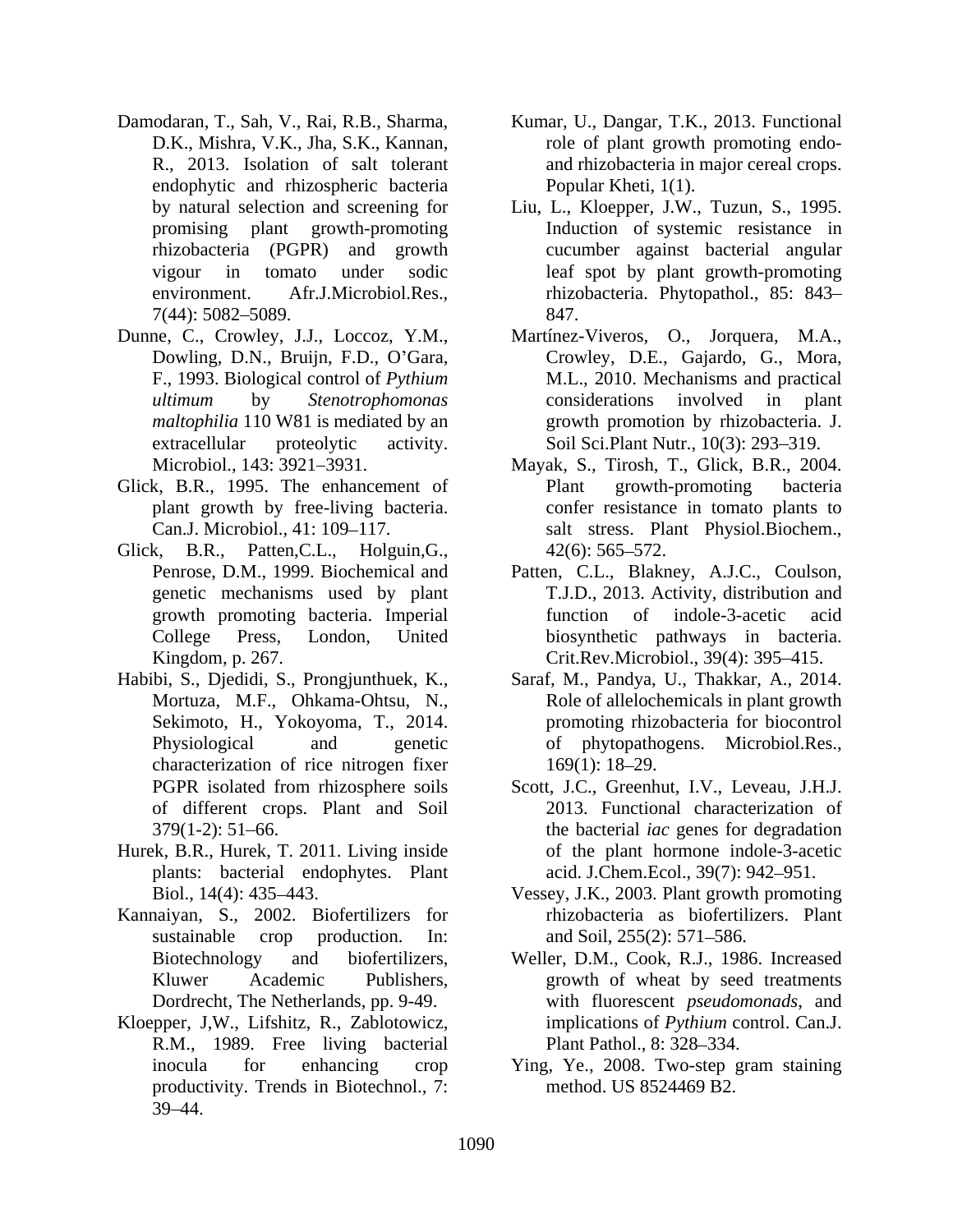Damodaran, T., Sah, V., Rai, R.B., Sharma, D.K., Mishra, V.K., Jha, S.K., Kannan, R., 2013. Isolation of salt tolerant endophytic and rhizospheric bacteria by natural selection and screening for promising plant growth-promoting rhizobacteria (PGPR) and growth vigour in tomato under sodic environment. Afr.J.Microbiol.Res., 7(44): 5082–5089.

Dunne, C., Crowley, J.J., Loccoz, Y.M., Dowling, D.N., Bruijn, F.D., O'Gara, F., 1993. Biological control of *Pythium ultimum* by *Stenotrophomonas maltophilia* 110 W81 is mediated by an extracellular proteolytic activity. Microbiol., 143: 3921–3931.

Glick, B.R., 1995. The enhancement of plant growth by free-living bacteria. Can.J. Microbiol., 41: 109–117.

Glick, B.R., Patten,C.L., Holguin,G., Penrose, D.M., 1999. Biochemical and genetic mechanisms used by plant growth promoting bacteria. Imperial College Press, London, United Kingdom, p. 267.

Habibi, S., Djedidi, S., Prongjunthuek, K., Mortuza, M.F., Ohkama-Ohtsu, N., Sekimoto, H., Yokoyoma, T., 2014. Physiological and genetic characterization of rice nitrogen fixer PGPR isolated from rhizosphere soils of different crops. Plant and Soil 379(1-2): 51–66.

Hurek, B.R., Hurek, T. 2011. Living inside plants: bacterial endophytes. Plant Biol., 14(4): 435–443.

Kannaiyan, S., 2002. Biofertilizers for sustainable crop production. In: Biotechnology and biofertilizers, Kluwer Academic Publishers, Dordrecht, The Netherlands, pp. 9-49.

Kloepper, J,W., Lifshitz, R., Zablotowicz, R.M., 1989. Free living bacterial inocula for enhancing crop productivity. Trends in Biotechnol., 7: 39–44.

Kumar, U., Dangar, T.K., 2013. Functional role of plant growth promoting endo- and rhizobacteria in major cereal crops. Popular Kheti, 1(1).

Liu, L., Kloepper, J.W., Tuzun, S., 1995. Induction of systemic resistance in cucumber against bacterial angular leaf spot by plant growth-promoting rhizobacteria. Phytopathol., 85: 843–847.

Martínez-Viveros, O., Jorquera, M.A., Crowley, D.E., Gajardo, G., Mora, M.L., 2010. Mechanisms and practical considerations involved in plant growth promotion by rhizobacteria. J. Soil Sci.Plant Nutr., 10(3): 293–319.

Mayak, S., Tirosh, T., Glick, B.R., 2004. Plant growth-promoting bacteria confer resistance in tomato plants to salt stress. Plant Physiol.Biochem., 42(6): 565–572.

Patten, C.L., Blakney, A.J.C., Coulson, T.J.D., 2013. Activity, distribution and function of indole-3-acetic acid biosynthetic pathways in bacteria. Crit.Rev.Microbiol., 39(4): 395–415.

Saraf, M., Pandya, U., Thakkar, A., 2014. Role of allelochemicals in plant growth promoting rhizobacteria for biocontrol of phytopathogens. Microbiol.Res., 169(1): 18–29.

Scott, J.C., Greenhut, I.V., Leveau, J.H.J. 2013. Functional characterization of the bacterial *iac* genes for degradation of the plant hormone indole-3-acetic acid. J.Chem.Ecol., 39(7): 942–951.

Vessey, J.K., 2003. Plant growth promoting rhizobacteria as biofertilizers. Plant and Soil, 255(2): 571–586.

Weller, D.M., Cook, R.J., 1986. Increased growth of wheat by seed treatments with fluorescent *pseudomonads*, and implications of *Pythium* control. Can.J. Plant Pathol., 8: 328–334.

Ying, Ye., 2008. Two-step gram staining method. US 8524469 B2.